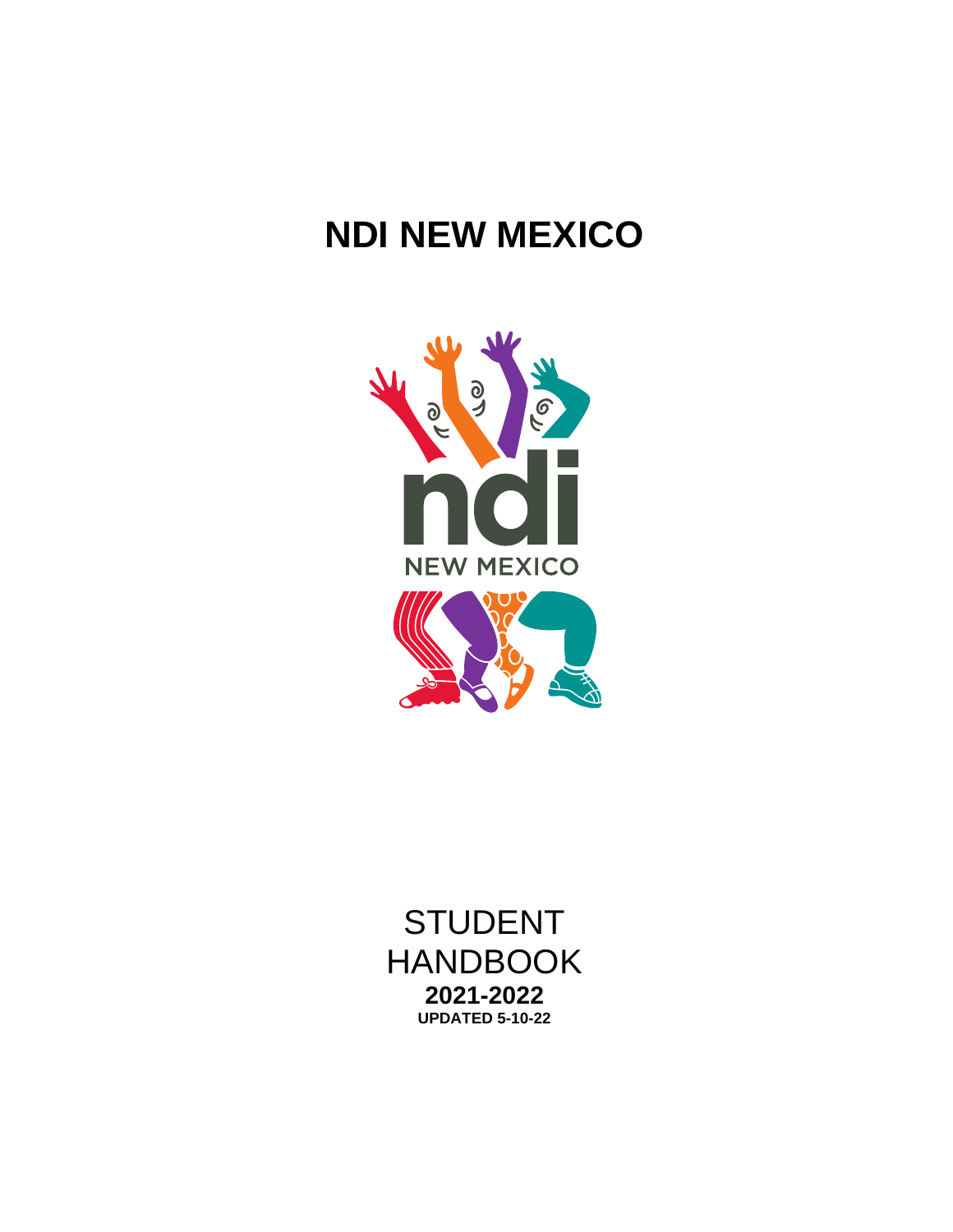# NDI NEW MEXICO

STUDENT HANDBOOK

**2021-2022**

**UPDATED 5-10-22**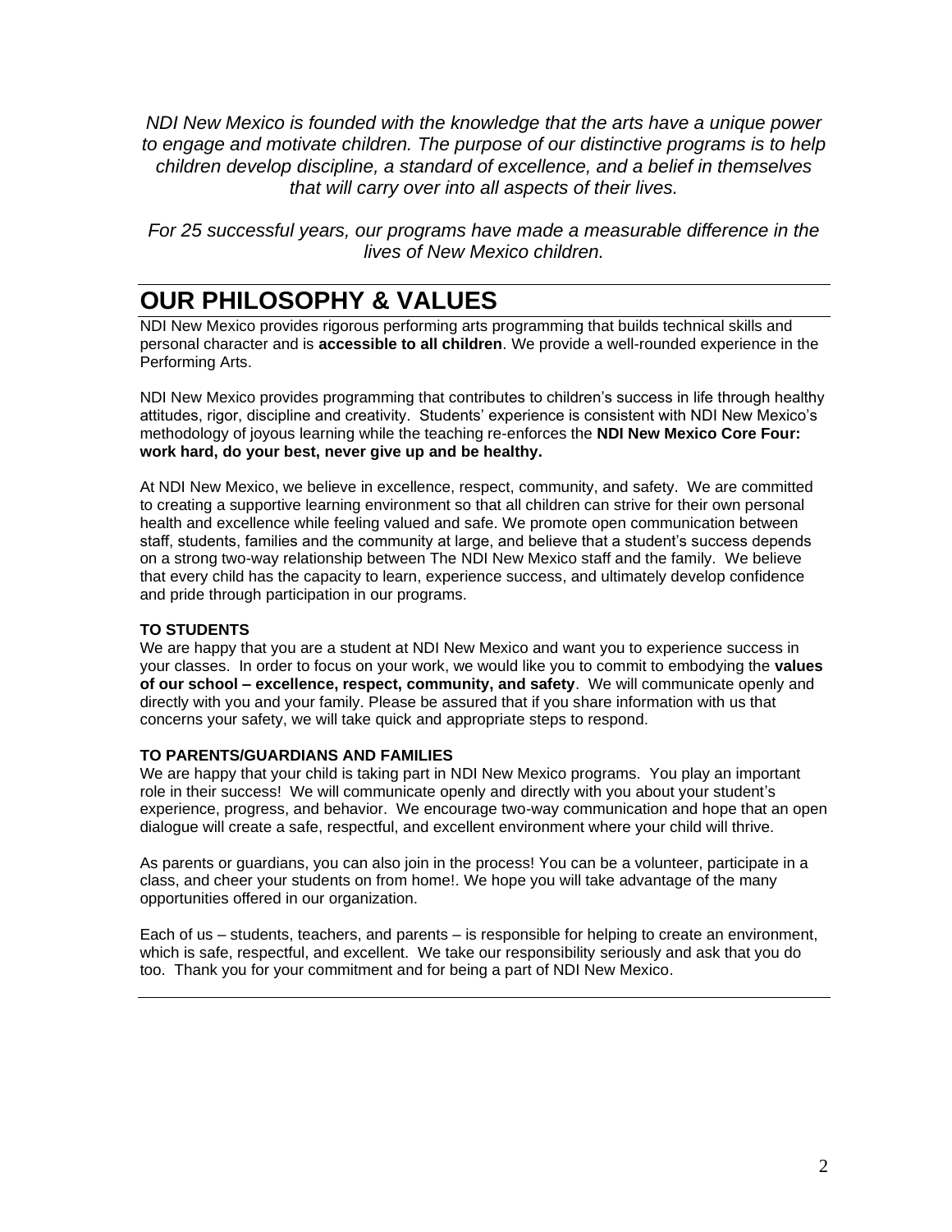*NDI New Mexico is founded with the knowledge that the arts have a unique power to engage and motivate children. The purpose of our distinctive programs is to help children develop discipline, a standard of excellence, and a belief in themselves that will carry over into all aspects of their lives.*

*For 25 successful years, our programs have made a measurable difference in the lives of New Mexico children.*

# OUR PHILOSOPHY & VALUES

NDI New Mexico provides rigorous performing arts programming that builds technical skills and personal character and is **accessible to all children**. We provide a well-rounded experience in the Performing Arts.

NDI New Mexico provides programming that contributes to children's success in life through healthy attitudes, rigor, discipline and creativity. Students' experience is consistent with NDI New Mexico's methodology of joyous learning while the teaching re-enforces the **NDI New Mexico Core Four: work hard, do your best, never give up and be healthy.**

At NDI New Mexico, we believe in excellence, respect, community, and safety. We are committed to creating a supportive learning environment so that all children can strive for their own personal health and excellence while feeling valued and safe. We promote open communication between staff, students, families and the community at large, and believe that a student's success depends on a strong two-way relationship between The NDI New Mexico staff and the family. We believe that every child has the capacity to learn, experience success, and ultimately develop confidence and pride through participation in our programs.

**TO STUDENTS**

We are happy that you are a student at NDI New Mexico and want you to experience success in your classes. In order to focus on your work, we would like you to commit to embodying the **values of our school – excellence, respect, community, and safety**. We will communicate openly and directly with you and your family. Please be assured that if you share information with us that concerns your safety, we will take quick and appropriate steps to respond.

**TO PARENTS/GUARDIANS AND FAMILIES**

We are happy that your child is taking part in NDI New Mexico programs. You play an important role in their success! We will communicate openly and directly with you about your student's experience, progress, and behavior. We encourage two-way communication and hope that an open dialogue will create a safe, respectful, and excellent environment where your child will thrive.

As parents or guardians, you can also join in the process! You can be a volunteer, participate in a class, and cheer your students on from home!. We hope you will take advantage of the many opportunities offered in our organization.

Each of us – students, teachers, and parents – is responsible for helping to create an environment, which is safe, respectful, and excellent. We take our responsibility seriously and ask that you do too. Thank you for your commitment and for being a part of NDI New Mexico.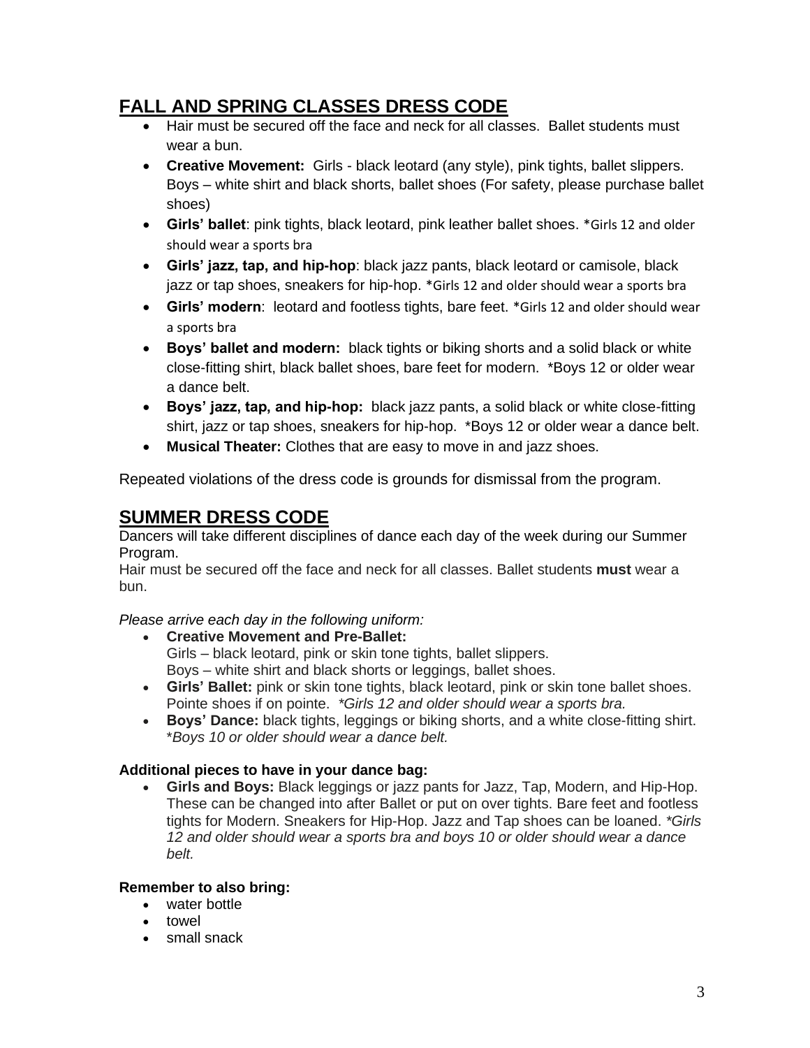## FALL AND SPRING CLASSES DRESS CODE

- Hair must be secured off the face and neck for all classes. Ballet students must wear a bun.
- **Creative Movement:** Girls - black leotard (any style), pink tights, ballet slippers. Boys – white shirt and black shorts, ballet shoes (For safety, please purchase ballet shoes)
- **Girls' ballet**: pink tights, black leotard, pink leather ballet shoes. *Girls 12 and older should wear a sports bra
- **Girls' jazz, tap, and hip-hop**: black jazz pants, black leotard or camisole, black jazz or tap shoes, sneakers for hip-hop. *Girls 12 and older should wear a sports bra
- **Girls' modern**: leotard and footless tights, bare feet. *Girls 12 and older should wear a sports bra
- **Boys' ballet and modern:** black tights or biking shorts and a solid black or white close-fitting shirt, black ballet shoes, bare feet for modern. *Boys 12 or older wear a dance belt.
- **Boys' jazz, tap, and hip-hop:** black jazz pants, a solid black or white close-fitting shirt, jazz or tap shoes, sneakers for hip-hop. *Boys 12 or older wear a dance belt.
- **Musical Theater:** Clothes that are easy to move in and jazz shoes.

Repeated violations of the dress code is grounds for dismissal from the program.

## SUMMER DRESS CODE

Dancers will take different disciplines of dance each day of the week during our Summer Program.

Hair must be secured off the face and neck for all classes. Ballet students **must** wear a bun.

*Please arrive each day in the following uniform:*

- **Creative Movement and Pre-Ballet:**
  Girls – black leotard, pink or skin tone tights, ballet slippers.
  Boys – white shirt and black shorts or leggings, ballet shoes.
- **Girls' Ballet:** pink or skin tone tights, black leotard, pink or skin tone ballet shoes. Pointe shoes if on pointe. *\*Girls 12 and older should wear a sports bra.*
- **Boys' Dance:** black tights, leggings or biking shorts, and a white close-fitting shirt. *\*Boys 10 or older should wear a dance belt.*

**Additional pieces to have in your dance bag:**

- **Girls and Boys:** Black leggings or jazz pants for Jazz, Tap, Modern, and Hip-Hop. These can be changed into after Ballet or put on over tights. Bare feet and footless tights for Modern. Sneakers for Hip-Hop. Jazz and Tap shoes can be loaned. *\*Girls 12 and older should wear a sports bra and boys 10 or older should wear a dance belt.*

**Remember to also bring:**

- water bottle
- towel
- small snack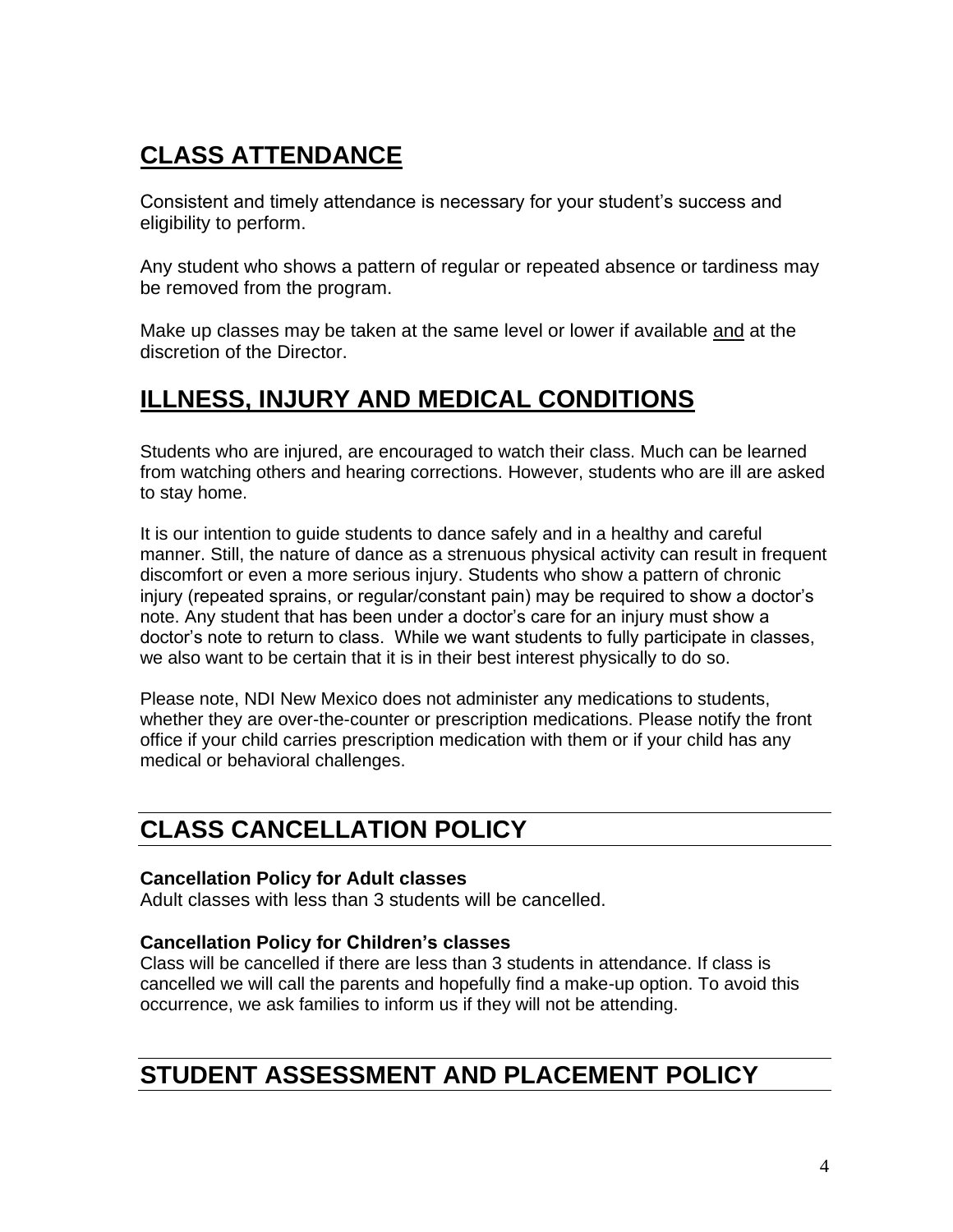## CLASS ATTENDANCE

Consistent and timely attendance is necessary for your student's success and eligibility to perform.

Any student who shows a pattern of regular or repeated absence or tardiness may be removed from the program.

Make up classes may be taken at the same level or lower if available <u>and</u> at the discretion of the Director.

## ILLNESS, INJURY AND MEDICAL CONDITIONS

Students who are injured, are encouraged to watch their class. Much can be learned from watching others and hearing corrections. However, students who are ill are asked to stay home.

It is our intention to guide students to dance safely and in a healthy and careful manner. Still, the nature of dance as a strenuous physical activity can result in frequent discomfort or even a more serious injury. Students who show a pattern of chronic injury (repeated sprains, or regular/constant pain) may be required to show a doctor's note. Any student that has been under a doctor's care for an injury must show a doctor's note to return to class. While we want students to fully participate in classes, we also want to be certain that it is in their best interest physically to do so.

Please note, NDI New Mexico does not administer any medications to students, whether they are over-the-counter or prescription medications. Please notify the front office if your child carries prescription medication with them or if your child has any medical or behavioral challenges.

## CLASS CANCELLATION POLICY

**Cancellation Policy for Adult classes**
Adult classes with less than 3 students will be cancelled.

**Cancellation Policy for Children's classes**
Class will be cancelled if there are less than 3 students in attendance. If class is cancelled we will call the parents and hopefully find a make-up option. To avoid this occurrence, we ask families to inform us if they will not be attending.

## STUDENT ASSESSMENT AND PLACEMENT POLICY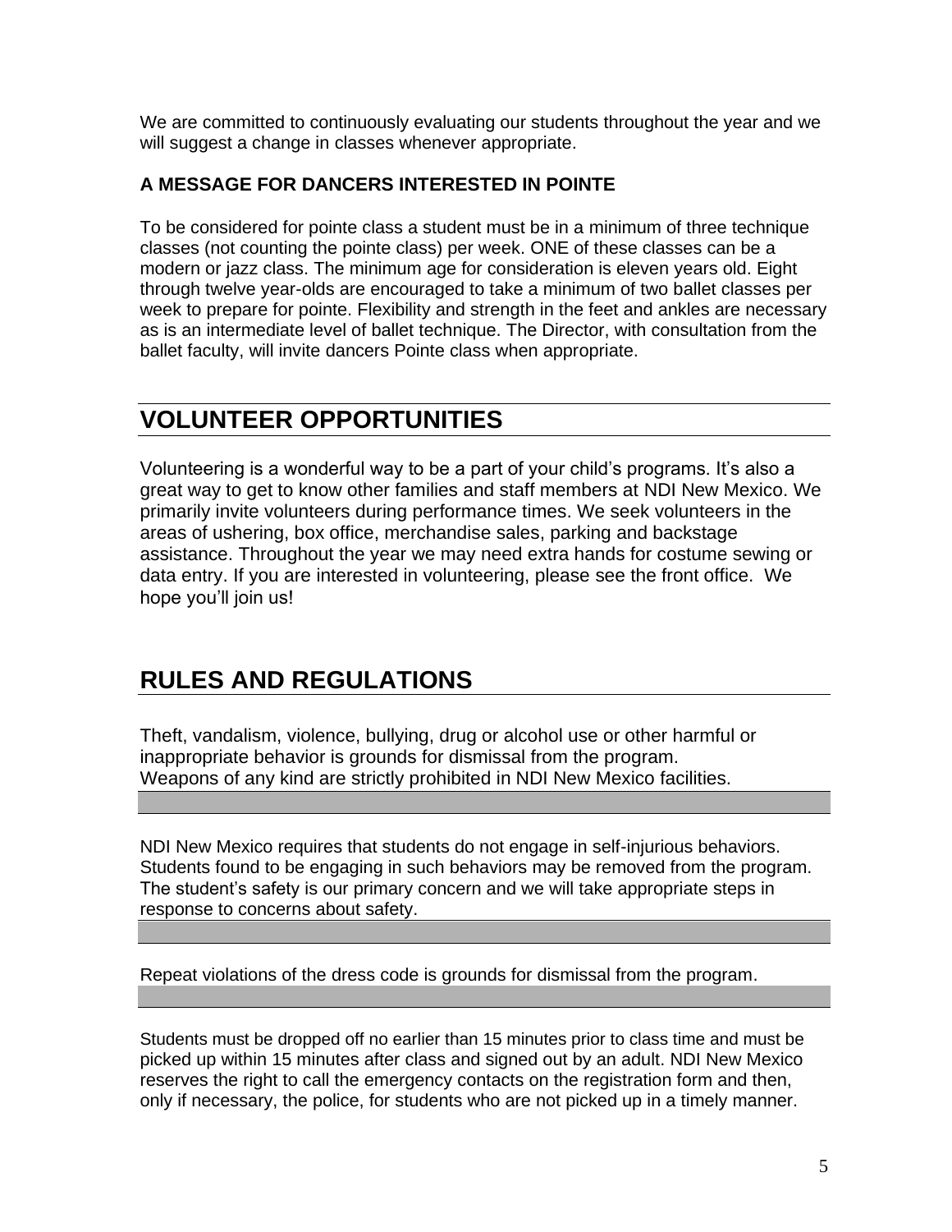We are committed to continuously evaluating our students throughout the year and we will suggest a change in classes whenever appropriate.

**A MESSAGE FOR DANCERS INTERESTED IN POINTE**

To be considered for pointe class a student must be in a minimum of three technique classes (not counting the pointe class) per week. ONE of these classes can be a modern or jazz class. The minimum age for consideration is eleven years old. Eight through twelve year-olds are encouraged to take a minimum of two ballet classes per week to prepare for pointe. Flexibility and strength in the feet and ankles are necessary as is an intermediate level of ballet technique. The Director, with consultation from the ballet faculty, will invite dancers Pointe class when appropriate.

## VOLUNTEER OPPORTUNITIES

Volunteering is a wonderful way to be a part of your child's programs. It's also a great way to get to know other families and staff members at NDI New Mexico. We primarily invite volunteers during performance times. We seek volunteers in the areas of ushering, box office, merchandise sales, parking and backstage assistance. Throughout the year we may need extra hands for costume sewing or data entry. If you are interested in volunteering, please see the front office. We hope you'll join us!

## RULES AND REGULATIONS

Theft, vandalism, violence, bullying, drug or alcohol use or other harmful or inappropriate behavior is grounds for dismissal from the program.
Weapons of any kind are strictly prohibited in NDI New Mexico facilities.

NDI New Mexico requires that students do not engage in self-injurious behaviors. Students found to be engaging in such behaviors may be removed from the program. The student's safety is our primary concern and we will take appropriate steps in response to concerns about safety.

Repeat violations of the dress code is grounds for dismissal from the program.

Students must be dropped off no earlier than 15 minutes prior to class time and must be picked up within 15 minutes after class and signed out by an adult. NDI New Mexico reserves the right to call the emergency contacts on the registration form and then, only if necessary, the police, for students who are not picked up in a timely manner.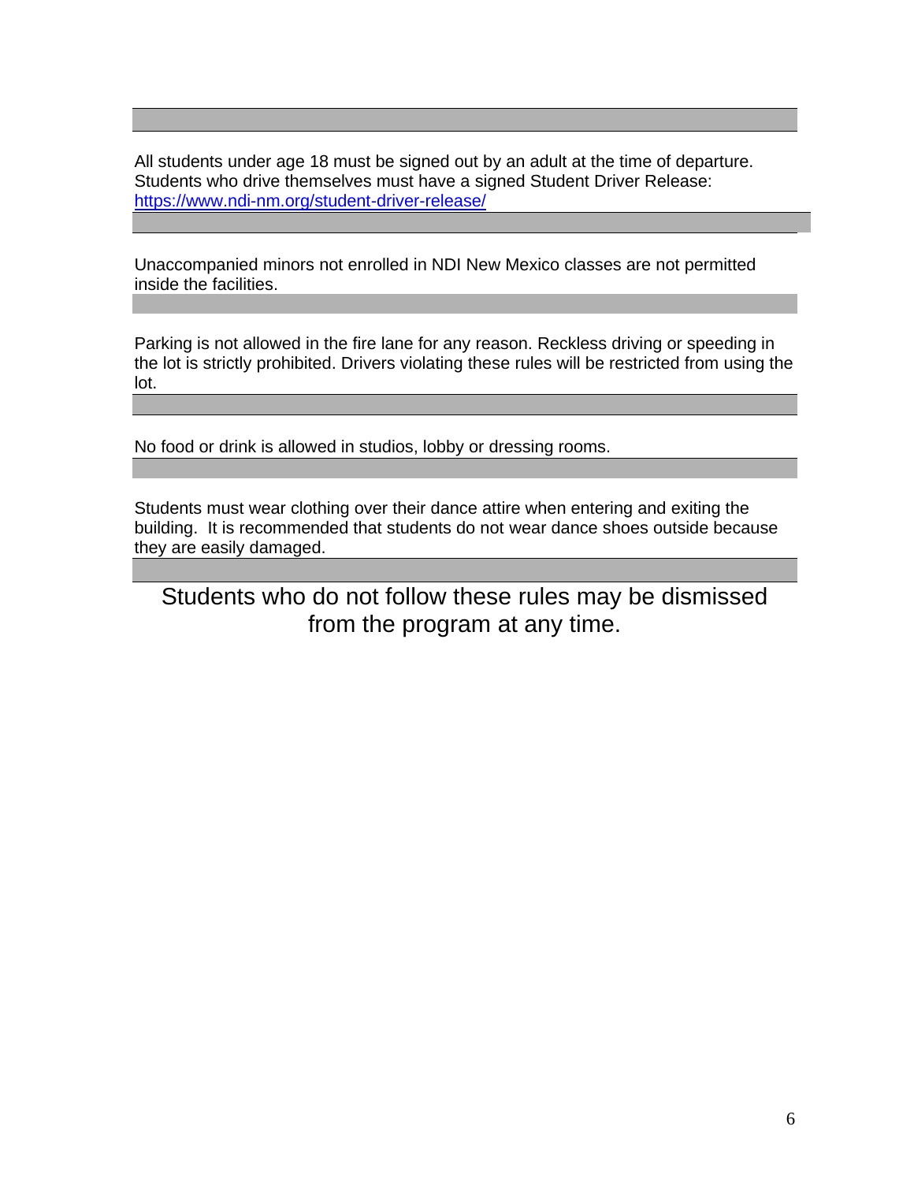All students under age 18 must be signed out by an adult at the time of departure. Students who drive themselves must have a signed Student Driver Release: https://www.ndi-nm.org/student-driver-release/

Unaccompanied minors not enrolled in NDI New Mexico classes are not permitted inside the facilities.

Parking is not allowed in the fire lane for any reason. Reckless driving or speeding in the lot is strictly prohibited. Drivers violating these rules will be restricted from using the lot.

No food or drink is allowed in studios, lobby or dressing rooms.

Students must wear clothing over their dance attire when entering and exiting the building. It is recommended that students do not wear dance shoes outside because they are easily damaged.

Students who do not follow these rules may be dismissed from the program at any time.